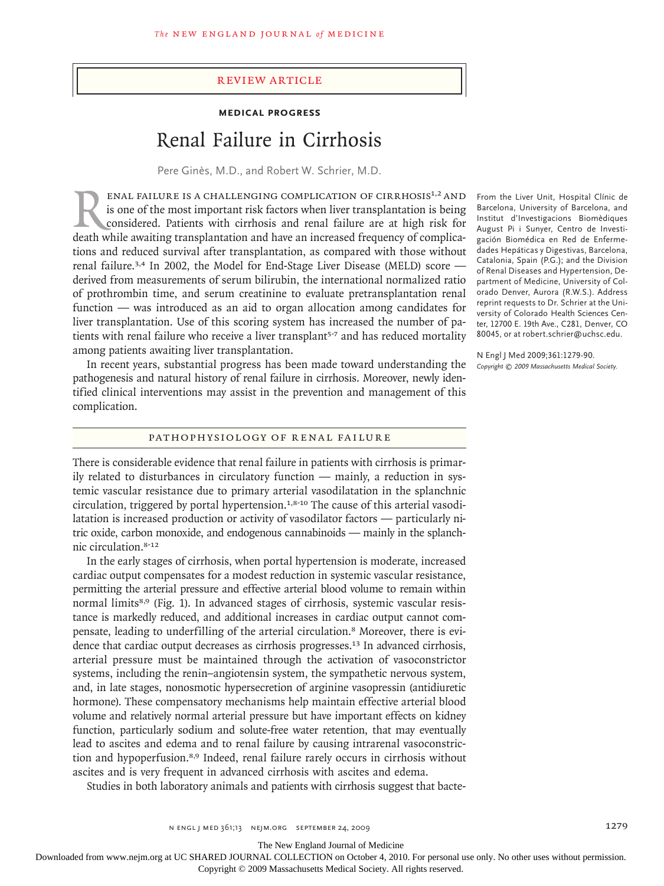Review Article

**Medical Progress**

# Renal Failure in Cirrhosis

Pere Ginès, M.D., and Robert W. Schrier, M.D.

Renal failure is a challenging complication of cirrhosis[1,2] and is one of the most important risk factors when liver transplantation is being considered. Patients with cirrhosis and renal failure are at high risk for death while awaiting transplantation and have an increased frequency of complications and reduced survival after transplantation, as compared with those without renal failure.[3,4] In 2002, the Model for End-Stage Liver Disease (MELD) score — derived from measurements of serum bilirubin, the international normalized ratio of prothrombin time, and serum creatinine to evaluate pretransplantation renal function — was introduced as an aid to organ allocation among candidates for liver transplantation. Use of this scoring system has increased the number of patients with renal failure who receive a liver transplant[5-7] and has reduced mortality among patients awaiting liver transplantation.

In recent years, substantial progress has been made toward understanding the pathogenesis and natural history of renal failure in cirrhosis. Moreover, newly identified clinical interventions may assist in the prevention and management of this complication.

From the Liver Unit, Hospital Clínic de Barcelona, University of Barcelona, and Institut d'Investigacions Biomèdiques August Pi i Sunyer, Centro de Investigación Biomédica en Red de Enfermedades Hepáticas y Digestivas, Barcelona, Catalonia, Spain (P.G.); and the Division of Renal Diseases and Hypertension, Department of Medicine, University of Colorado Denver, Aurora (R.W.S.). Address reprint requests to Dr. Schrier at the University of Colorado Health Sciences Center, 12700 E. 19th Ave., C281, Denver, CO 80045, or at robert.schrier@uchsc.edu.

N Engl J Med 2009;361:1279-90.
*Copyright © 2009 Massachusetts Medical Society.*

## Pathophysiology of Renal Failure

There is considerable evidence that renal failure in patients with cirrhosis is primarily related to disturbances in circulatory function — mainly, a reduction in systemic vascular resistance due to primary arterial vasodilatation in the splanchnic circulation, triggered by portal hypertension.[1,8-10] The cause of this arterial vasodilatation is increased production or activity of vasodilator factors — particularly nitric oxide, carbon monoxide, and endogenous cannabinoids — mainly in the splanchnic circulation.[8-12]

In the early stages of cirrhosis, when portal hypertension is moderate, increased cardiac output compensates for a modest reduction in systemic vascular resistance, permitting the arterial pressure and effective arterial blood volume to remain within normal limits[8,9] (Fig. 1). In advanced stages of cirrhosis, systemic vascular resistance is markedly reduced, and additional increases in cardiac output cannot compensate, leading to underfilling of the arterial circulation.[8] Moreover, there is evidence that cardiac output decreases as cirrhosis progresses.[13] In advanced cirrhosis, arterial pressure must be maintained through the activation of vasoconstrictor systems, including the renin–angiotensin system, the sympathetic nervous system, and, in late stages, nonosmotic hypersecretion of arginine vasopressin (antidiuretic hormone). These compensatory mechanisms help maintain effective arterial blood volume and relatively normal arterial pressure but have important effects on kidney function, particularly sodium and solute-free water retention, that may eventually lead to ascites and edema and to renal failure by causing intrarenal vasoconstriction and hypoperfusion.[8,9] Indeed, renal failure rarely occurs in cirrhosis without ascites and is very frequent in advanced cirrhosis with ascites and edema.

Studies in both laboratory animals and patients with cirrhosis suggest that bacte-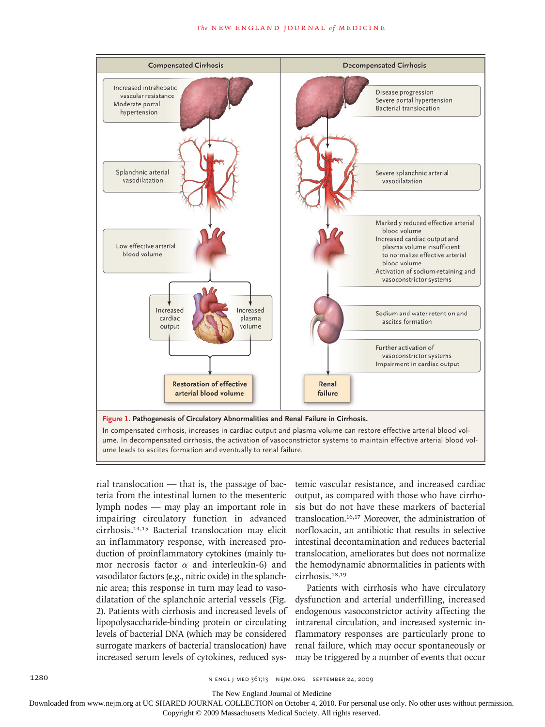**Figure 1. Pathogenesis of Circulatory Abnormalities and Renal Failure in Cirrhosis.**

In compensated cirrhosis, increases in cardiac output and plasma volume can restore effective arterial blood volume. In decompensated cirrhosis, the activation of vasoconstrictor systems to maintain effective arterial blood volume leads to ascites formation and eventually to renal failure.

rial translocation — that is, the passage of bacteria from the intestinal lumen to the mesenteric lymph nodes — may play an important role in impairing circulatory function in advanced cirrhosis.[14,15] Bacterial translocation may elicit an inflammatory response, with increased production of proinflammatory cytokines (mainly tumor necrosis factor $\alpha$ and interleukin-6) and vasodilator factors (e.g., nitric oxide) in the splanchnic area; this response in turn may lead to vasodilatation of the splanchnic arterial vessels (Fig. 2). Patients with cirrhosis and increased levels of lipopolysaccharide-binding protein or circulating levels of bacterial DNA (which may be considered surrogate markers of bacterial translocation) have increased serum levels of cytokines, reduced systemic vascular resistance, and increased cardiac output, as compared with those who have cirrhosis but do not have these markers of bacterial translocation.[16,17] Moreover, the administration of norfloxacin, an antibiotic that results in selective intestinal decontamination and reduces bacterial translocation, ameliorates but does not normalize the hemodynamic abnormalities in patients with cirrhosis.[18,19]

Patients with cirrhosis who have circulatory dysfunction and arterial underfilling, increased endogenous vasoconstrictor activity affecting the intrarenal circulation, and increased systemic inflammatory responses are particularly prone to renal failure, which may occur spontaneously or may be triggered by a number of events that occur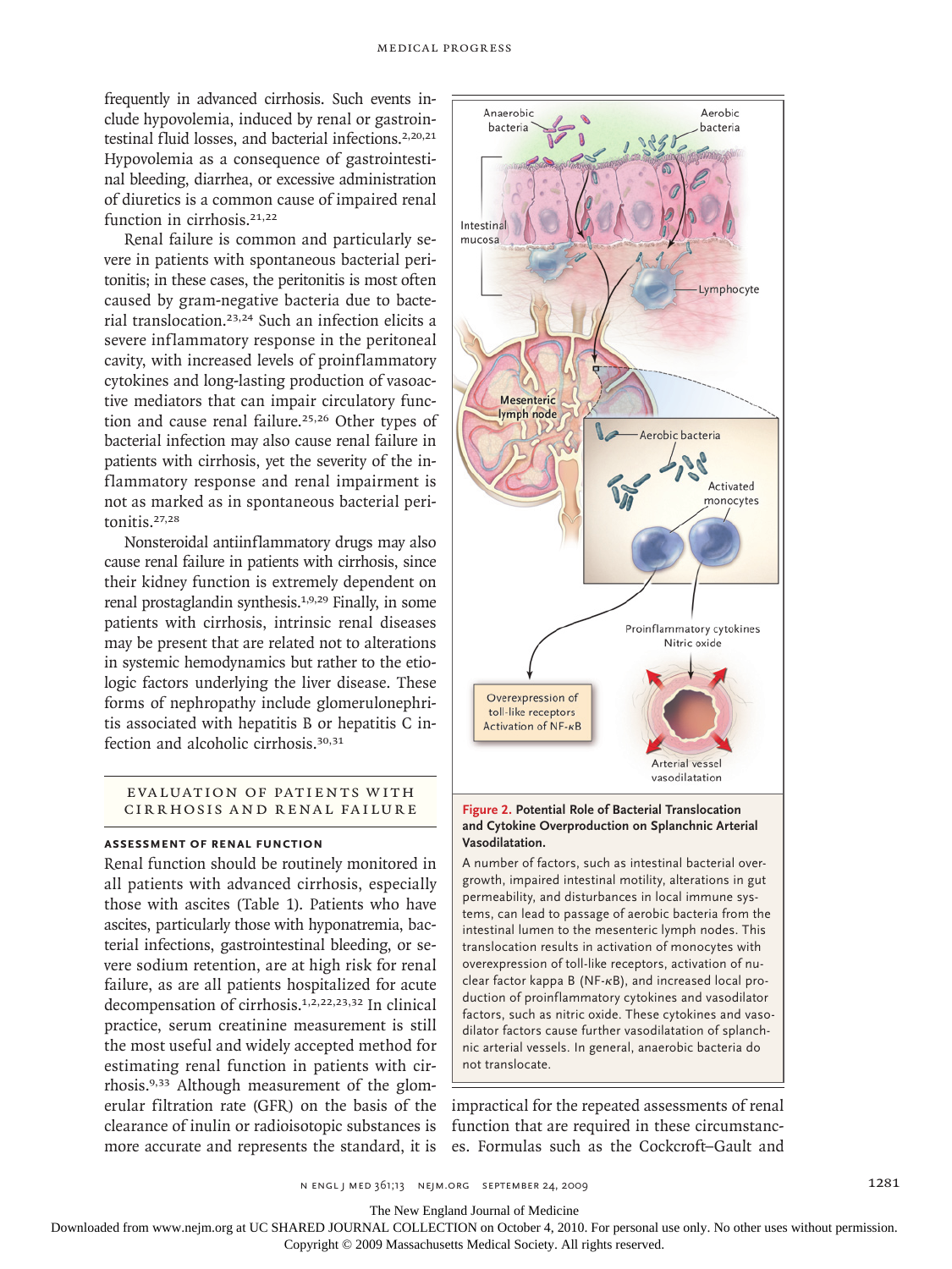frequently in advanced cirrhosis. Such events include hypovolemia, induced by renal or gastrointestinal fluid losses, and bacterial infections.[2,20,21] Hypovolemia as a consequence of gastrointestinal bleeding, diarrhea, or excessive administration of diuretics is a common cause of impaired renal function in cirrhosis.[21,22]

Renal failure is common and particularly severe in patients with spontaneous bacterial peritonitis; in these cases, the peritonitis is most often caused by gram-negative bacteria due to bacterial translocation.[23,24] Such an infection elicits a severe inflammatory response in the peritoneal cavity, with increased levels of proinflammatory cytokines and long-lasting production of vasoactive mediators that can impair circulatory function and cause renal failure.[25,26] Other types of bacterial infection may also cause renal failure in patients with cirrhosis, yet the severity of the inflammatory response and renal impairment is not as marked as in spontaneous bacterial peritonitis.[27,28]

Nonsteroidal antiinflammatory drugs may also cause renal failure in patients with cirrhosis, since their kidney function is extremely dependent on renal prostaglandin synthesis.[1,9,29] Finally, in some patients with cirrhosis, intrinsic renal diseases may be present that are related not to alterations in systemic hemodynamics but rather to the etiologic factors underlying the liver disease. These forms of nephropathy include glomerulonephritis associated with hepatitis B or hepatitis C infection and alcoholic cirrhosis.[30,31]

**Figure 2. Potential Role of Bacterial Translocation and Cytokine Overproduction on Splanchnic Arterial Vasodilatation.**

A number of factors, such as intestinal bacterial overgrowth, impaired intestinal motility, alterations in gut permeability, and disturbances in local immune systems, can lead to passage of aerobic bacteria from the intestinal lumen to the mesenteric lymph nodes. This translocation results in activation of monocytes with overexpression of toll-like receptors, activation of nuclear factor kappa B (NF-κB), and increased local production of proinflammatory cytokines and vasodilator factors, such as nitric oxide. These cytokines and vasodilator factors cause further vasodilatation of splanchnic arterial vessels. In general, anaerobic bacteria do not translocate.

## EVALUATION OF PATIENTS WITH CIRRHOSIS AND RENAL FAILURE

### ASSESSMENT OF RENAL FUNCTION

Renal function should be routinely monitored in all patients with advanced cirrhosis, especially those with ascites (Table 1). Patients who have ascites, particularly those with hyponatremia, bacterial infections, gastrointestinal bleeding, or severe sodium retention, are at high risk for renal failure, as are all patients hospitalized for acute decompensation of cirrhosis.[1,2,22,23,32] In clinical practice, serum creatinine measurement is still the most useful and widely accepted method for estimating renal function in patients with cirrhosis.[9,33] Although measurement of the glomerular filtration rate (GFR) on the basis of the clearance of inulin or radioisotopic substances is more accurate and represents the standard, it is impractical for the repeated assessments of renal function that are required in these circumstances. Formulas such as the Cockcroft–Gault and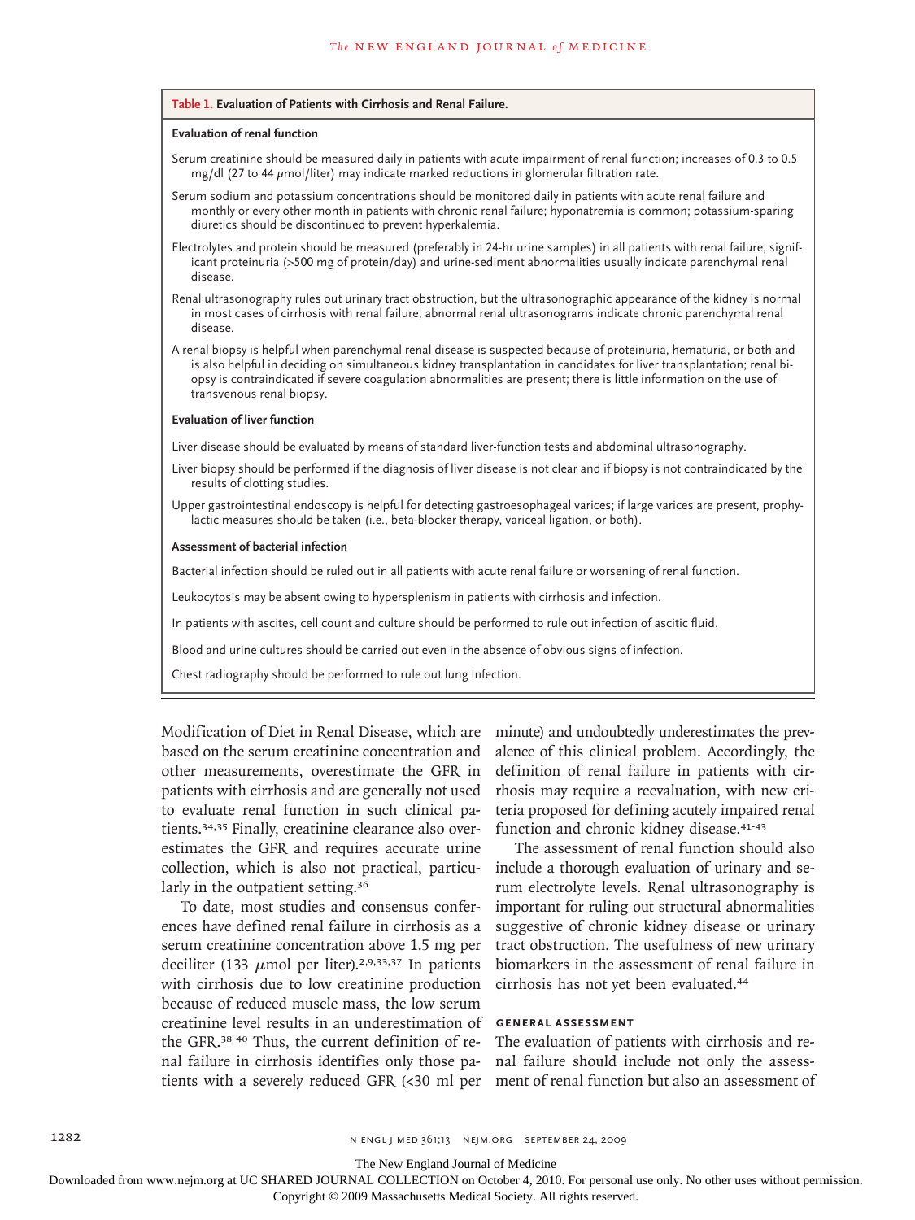**Table 1. Evaluation of Patients with Cirrhosis and Renal Failure.**

**Evaluation of renal function**

Serum creatinine should be measured daily in patients with acute impairment of renal function; increases of 0.3 to 0.5 mg/dl (27 to 44 μmol/liter) may indicate marked reductions in glomerular filtration rate.

Serum sodium and potassium concentrations should be monitored daily in patients with acute renal failure and monthly or every other month in patients with chronic renal failure; hyponatremia is common; potassium-sparing diuretics should be discontinued to prevent hyperkalemia.

Electrolytes and protein should be measured (preferably in 24-hr urine samples) in all patients with renal failure; significant proteinuria (>500 mg of protein/day) and urine-sediment abnormalities usually indicate parenchymal renal disease.

Renal ultrasonography rules out urinary tract obstruction, but the ultrasonographic appearance of the kidney is normal in most cases of cirrhosis with renal failure; abnormal renal ultrasonograms indicate chronic parenchymal renal disease.

A renal biopsy is helpful when parenchymal renal disease is suspected because of proteinuria, hematuria, or both and is also helpful in deciding on simultaneous kidney transplantation in candidates for liver transplantation; renal biopsy is contraindicated if severe coagulation abnormalities are present; there is little information on the use of transvenous renal biopsy.

**Evaluation of liver function**

Liver disease should be evaluated by means of standard liver-function tests and abdominal ultrasonography.

Liver biopsy should be performed if the diagnosis of liver disease is not clear and if biopsy is not contraindicated by the results of clotting studies.

Upper gastrointestinal endoscopy is helpful for detecting gastroesophageal varices; if large varices are present, prophylactic measures should be taken (i.e., beta-blocker therapy, variceal ligation, or both).

**Assessment of bacterial infection**

Bacterial infection should be ruled out in all patients with acute renal failure or worsening of renal function.

Leukocytosis may be absent owing to hypersplenism in patients with cirrhosis and infection.

In patients with ascites, cell count and culture should be performed to rule out infection of ascitic fluid.

Blood and urine cultures should be carried out even in the absence of obvious signs of infection.

Chest radiography should be performed to rule out lung infection.

Modification of Diet in Renal Disease, which are based on the serum creatinine concentration and other measurements, overestimate the GFR in patients with cirrhosis and are generally not used to evaluate renal function in such clinical patients.[34,35] Finally, creatinine clearance also overestimates the GFR and requires accurate urine collection, which is also not practical, particularly in the outpatient setting.[36]

To date, most studies and consensus conferences have defined renal failure in cirrhosis as a serum creatinine concentration above 1.5 mg per deciliter (133 μmol per liter).[2,9,33,37] In patients with cirrhosis due to low creatinine production because of reduced muscle mass, the low serum creatinine level results in an underestimation of the GFR.[38-40] Thus, the current definition of renal failure in cirrhosis identifies only those patients with a severely reduced GFR (<30 ml per minute) and undoubtedly underestimates the prevalence of this clinical problem. Accordingly, the definition of renal failure in patients with cirrhosis may require a reevaluation, with new criteria proposed for defining acutely impaired renal function and chronic kidney disease.[41-43]

The assessment of renal function should also include a thorough evaluation of urinary and serum electrolyte levels. Renal ultrasonography is important for ruling out structural abnormalities suggestive of chronic kidney disease or urinary tract obstruction. The usefulness of new urinary biomarkers in the assessment of renal failure in cirrhosis has not yet been evaluated.[44]

### GENERAL ASSESSMENT

The evaluation of patients with cirrhosis and renal failure should include not only the assessment of renal function but also an assessment of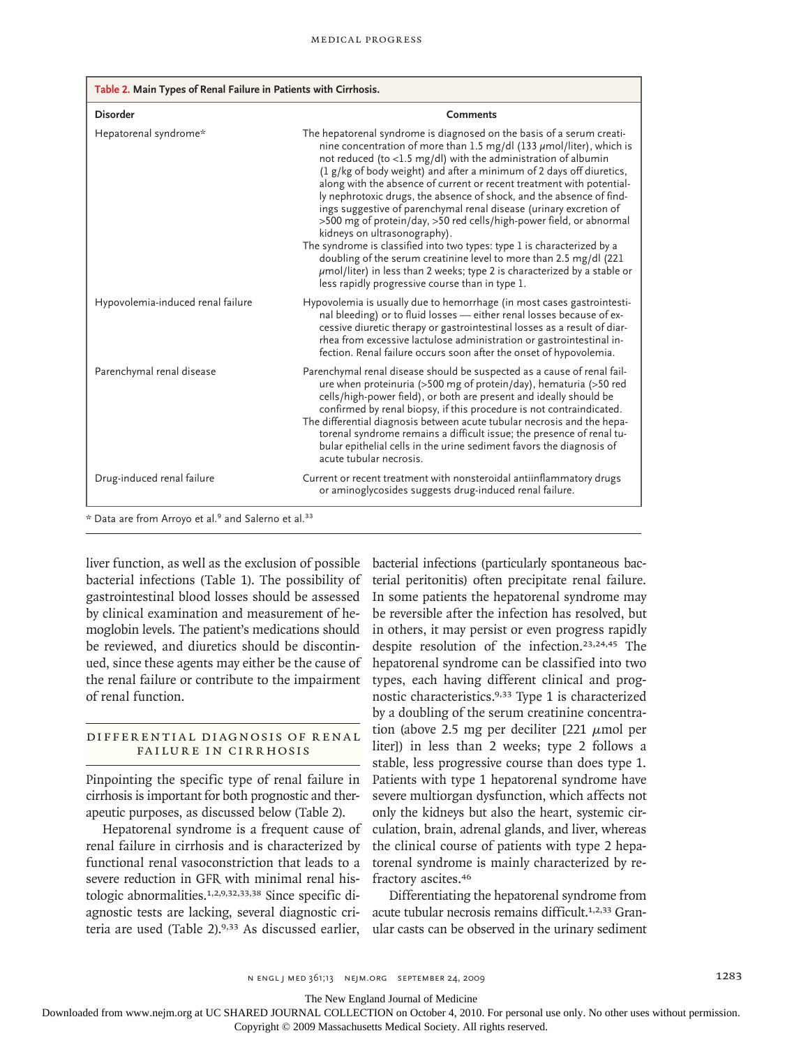**Table 2. Main Types of Renal Failure in Patients with Cirrhosis.**

| Disorder | Comments |
|---|---|
| Hepatorenal syndrome* | The hepatorenal syndrome is diagnosed on the basis of a serum creatinine concentration of more than 1.5 mg/dl (133 μmol/liter), which is not reduced (to <1.5 mg/dl) with the administration of albumin (1 g/kg of body weight) and after a minimum of 2 days off diuretics, along with the absence of current or recent treatment with potentially nephrotoxic drugs, the absence of shock, and the absence of findings suggestive of parenchymal renal disease (urinary excretion of >500 mg of protein/day, >50 red cells/high-power field, or abnormal kidneys on ultrasonography). The syndrome is classified into two types: type 1 is characterized by a doubling of the serum creatinine level to more than 2.5 mg/dl (221 μmol/liter) in less than 2 weeks; type 2 is characterized by a stable or less rapidly progressive course than in type 1. |
| Hypovolemia-induced renal failure | Hypovolemia is usually due to hemorrhage (in most cases gastrointestinal bleeding) or to fluid losses — either renal losses because of excessive diuretic therapy or gastrointestinal losses as a result of diarrhea from excessive lactulose administration or gastrointestinal infection. Renal failure occurs soon after the onset of hypovolemia. |
| Parenchymal renal disease | Parenchymal renal disease should be suspected as a cause of renal failure when proteinuria (>500 mg of protein/day), hematuria (>50 red cells/high-power field), or both are present and ideally should be confirmed by renal biopsy, if this procedure is not contraindicated. The differential diagnosis between acute tubular necrosis and the hepatorenal syndrome remains a difficult issue; the presence of renal tubular epithelial cells in the urine sediment favors the diagnosis of acute tubular necrosis. |
| Drug-induced renal failure | Current or recent treatment with nonsteroidal antiinflammatory drugs or aminoglycosides suggests drug-induced renal failure. |

\* Data are from Arroyo et al.[9] and Salerno et al.[33]

liver function, as well as the exclusion of possible bacterial infections (Table 1). The possibility of gastrointestinal blood losses should be assessed by clinical examination and measurement of hemoglobin levels. The patient's medications should be reviewed, and diuretics should be discontinued, since these agents may either be the cause of the renal failure or contribute to the impairment of renal function.

## Differential Diagnosis of Renal Failure in Cirrhosis

Pinpointing the specific type of renal failure in cirrhosis is important for both prognostic and therapeutic purposes, as discussed below (Table 2).

Hepatorenal syndrome is a frequent cause of renal failure in cirrhosis and is characterized by functional renal vasoconstriction that leads to a severe reduction in GFR with minimal renal histologic abnormalities.[1,2,9,32,33,38] Since specific diagnostic tests are lacking, several diagnostic criteria are used (Table 2).[9,33] As discussed earlier, bacterial infections (particularly spontaneous bacterial peritonitis) often precipitate renal failure. In some patients the hepatorenal syndrome may be reversible after the infection has resolved, but in others, it may persist or even progress rapidly despite resolution of the infection.[23,24,45] The hepatorenal syndrome can be classified into two types, each having different clinical and prognostic characteristics.[9,33] Type 1 is characterized by a doubling of the serum creatinine concentration (above 2.5 mg per deciliter [221 μmol per liter]) in less than 2 weeks; type 2 follows a stable, less progressive course than does type 1. Patients with type 1 hepatorenal syndrome have severe multiorgan dysfunction, which affects not only the kidneys but also the heart, systemic circulation, brain, adrenal glands, and liver, whereas the clinical course of patients with type 2 hepatorenal syndrome is mainly characterized by refractory ascites.[46]

Differentiating the hepatorenal syndrome from acute tubular necrosis remains difficult.[1,2,33] Granular casts can be observed in the urinary sediment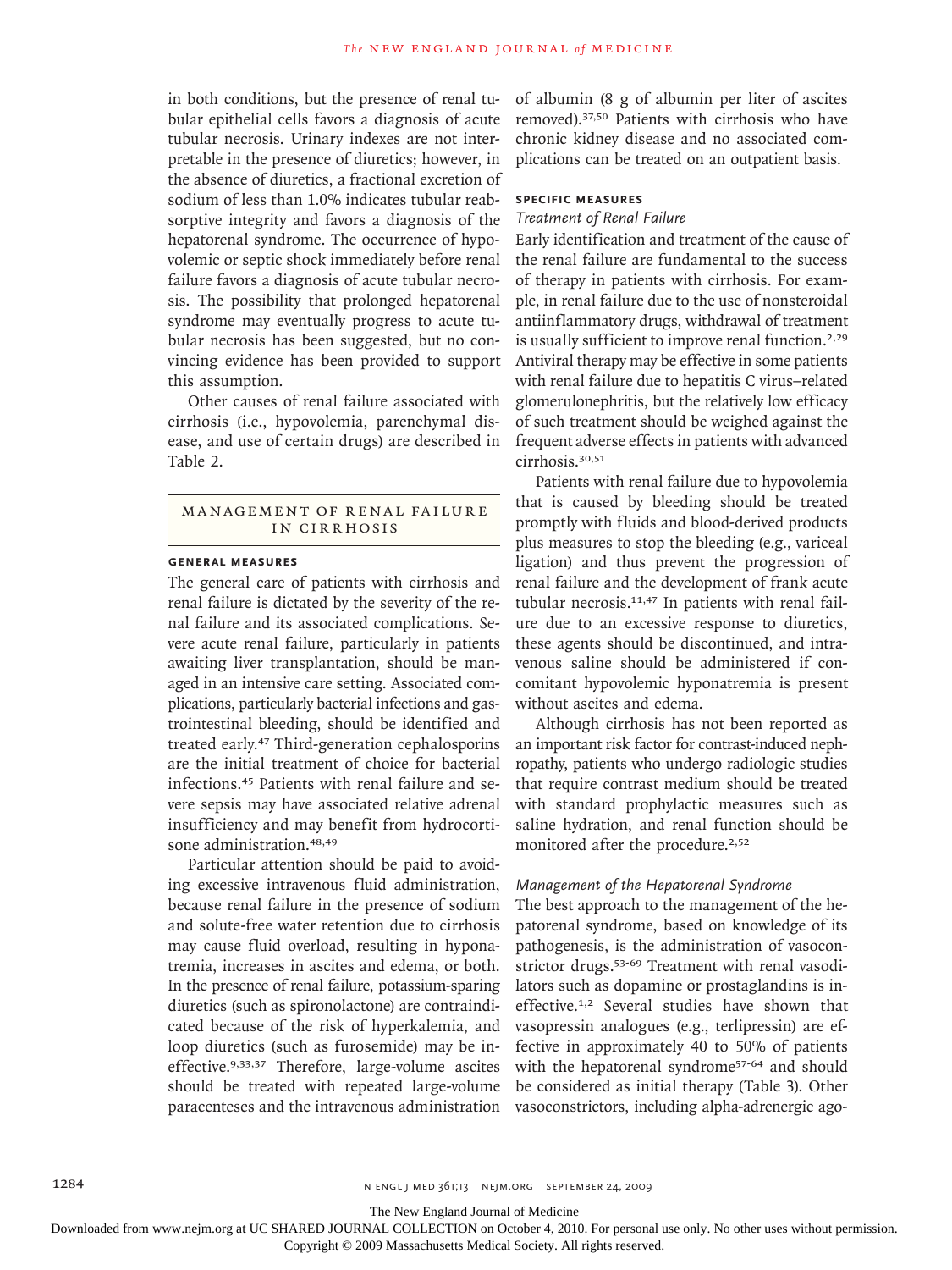in both conditions, but the presence of renal tubular epithelial cells favors a diagnosis of acute tubular necrosis. Urinary indexes are not interpretable in the presence of diuretics; however, in the absence of diuretics, a fractional excretion of sodium of less than 1.0% indicates tubular reabsorptive integrity and favors a diagnosis of the hepatorenal syndrome. The occurrence of hypovolemic or septic shock immediately before renal failure favors a diagnosis of acute tubular necrosis. The possibility that prolonged hepatorenal syndrome may eventually progress to acute tubular necrosis has been suggested, but no convincing evidence has been provided to support this assumption.

Other causes of renal failure associated with cirrhosis (i.e., hypovolemia, parenchymal disease, and use of certain drugs) are described in Table 2.

## MANAGEMENT OF RENAL FAILURE IN CIRRHOSIS

### GENERAL MEASURES

The general care of patients with cirrhosis and renal failure is dictated by the severity of the renal failure and its associated complications. Severe acute renal failure, particularly in patients awaiting liver transplantation, should be managed in an intensive care setting. Associated complications, particularly bacterial infections and gastrointestinal bleeding, should be identified and treated early.[47] Third-generation cephalosporins are the initial treatment of choice for bacterial infections.[45] Patients with renal failure and severe sepsis may have associated relative adrenal insufficiency and may benefit from hydrocortisone administration.[48,49]

Particular attention should be paid to avoiding excessive intravenous fluid administration, because renal failure in the presence of sodium and solute-free water retention due to cirrhosis may cause fluid overload, resulting in hyponatremia, increases in ascites and edema, or both. In the presence of renal failure, potassium-sparing diuretics (such as spironolactone) are contraindicated because of the risk of hyperkalemia, and loop diuretics (such as furosemide) may be ineffective.[9,33,37] Therefore, large-volume ascites should be treated with repeated large-volume paracenteses and the intravenous administration of albumin (8 g of albumin per liter of ascites removed).[37,50] Patients with cirrhosis who have chronic kidney disease and no associated complications can be treated on an outpatient basis.

### SPECIFIC MEASURES

#### *Treatment of Renal Failure*

Early identification and treatment of the cause of the renal failure are fundamental to the success of therapy in patients with cirrhosis. For example, in renal failure due to the use of nonsteroidal antiinflammatory drugs, withdrawal of treatment is usually sufficient to improve renal function.[2,29] Antiviral therapy may be effective in some patients with renal failure due to hepatitis C virus–related glomerulonephritis, but the relatively low efficacy of such treatment should be weighed against the frequent adverse effects in patients with advanced cirrhosis.[30,51]

Patients with renal failure due to hypovolemia that is caused by bleeding should be treated promptly with fluids and blood-derived products plus measures to stop the bleeding (e.g., variceal ligation) and thus prevent the progression of renal failure and the development of frank acute tubular necrosis.[11,47] In patients with renal failure due to an excessive response to diuretics, these agents should be discontinued, and intravenous saline should be administered if concomitant hypovolemic hyponatremia is present without ascites and edema.

Although cirrhosis has not been reported as an important risk factor for contrast-induced nephropathy, patients who undergo radiologic studies that require contrast medium should be treated with standard prophylactic measures such as saline hydration, and renal function should be monitored after the procedure.[2,52]

#### *Management of the Hepatorenal Syndrome*

The best approach to the management of the hepatorenal syndrome, based on knowledge of its pathogenesis, is the administration of vasoconstrictor drugs.[53-69] Treatment with renal vasodilators such as dopamine or prostaglandins is ineffective.[1,2] Several studies have shown that vasopressin analogues (e.g., terlipressin) are effective in approximately 40 to 50% of patients with the hepatorenal syndrome[57-64] and should be considered as initial therapy (Table 3). Other vasoconstrictors, including alpha-adrenergic ago-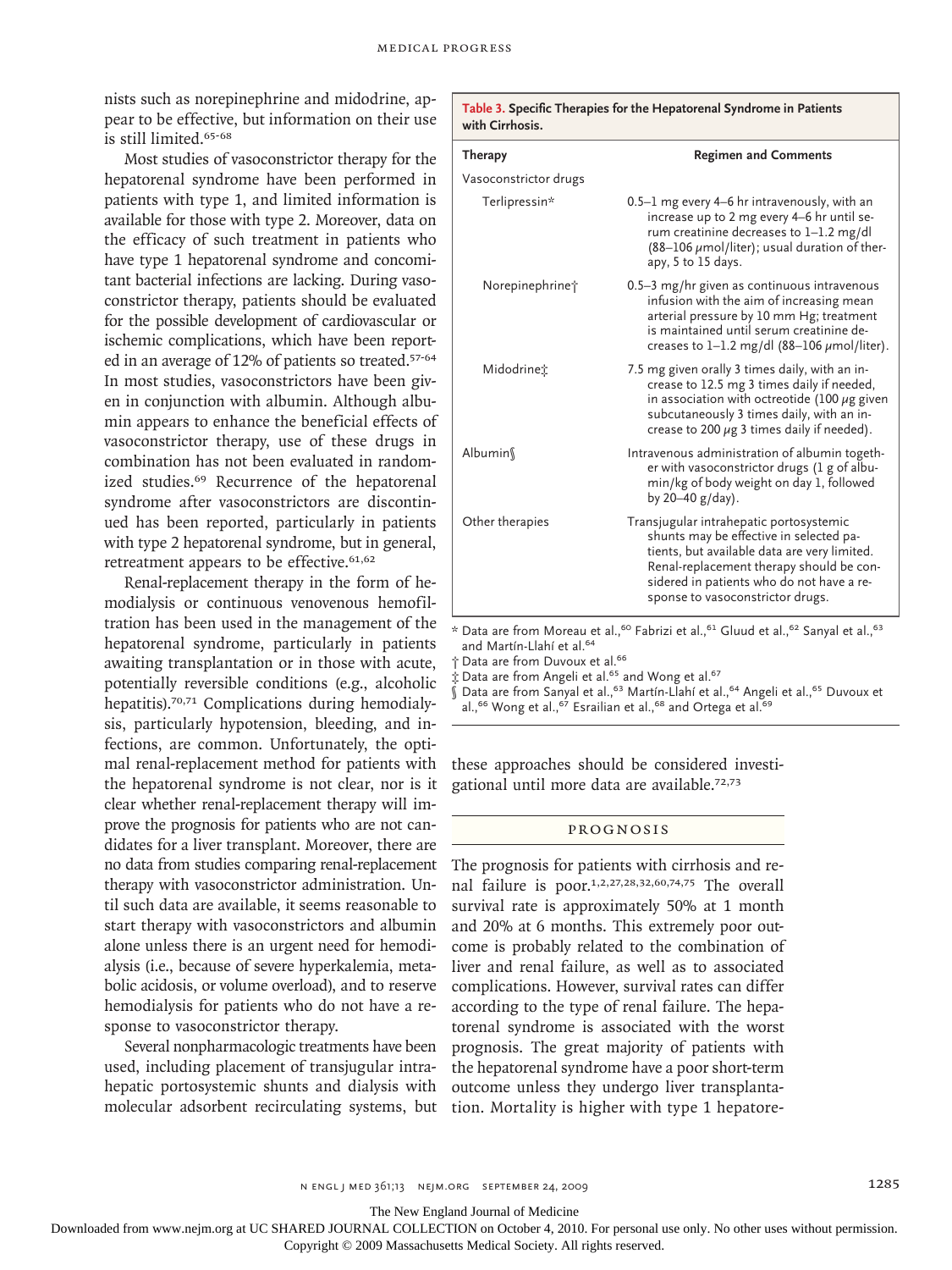nists such as norepinephrine and midodrine, appear to be effective, but information on their use is still limited.[65-68]

Most studies of vasoconstrictor therapy for the hepatorenal syndrome have been performed in patients with type 1, and limited information is available for those with type 2. Moreover, data on the efficacy of such treatment in patients who have type 1 hepatorenal syndrome and concomitant bacterial infections are lacking. During vasoconstrictor therapy, patients should be evaluated for the possible development of cardiovascular or ischemic complications, which have been reported in an average of 12% of patients so treated.[57-64] In most studies, vasoconstrictors have been given in conjunction with albumin. Although albumin appears to enhance the beneficial effects of vasoconstrictor therapy, use of these drugs in combination has not been evaluated in randomized studies.[69] Recurrence of the hepatorenal syndrome after vasoconstrictors are discontinued has been reported, particularly in patients with type 2 hepatorenal syndrome, but in general, retreatment appears to be effective.[61,62]

Renal-replacement therapy in the form of hemodialysis or continuous venovenous hemofiltration has been used in the management of the hepatorenal syndrome, particularly in patients awaiting transplantation or in those with acute, potentially reversible conditions (e.g., alcoholic hepatitis).[70,71] Complications during hemodialysis, particularly hypotension, bleeding, and infections, are common. Unfortunately, the optimal renal-replacement method for patients with the hepatorenal syndrome is not clear, nor is it clear whether renal-replacement therapy will improve the prognosis for patients who are not candidates for a liver transplant. Moreover, there are no data from studies comparing renal-replacement therapy with vasoconstrictor administration. Until such data are available, it seems reasonable to start therapy with vasoconstrictors and albumin alone unless there is an urgent need for hemodialysis (i.e., because of severe hyperkalemia, metabolic acidosis, or volume overload), and to reserve hemodialysis for patients who do not have a response to vasoconstrictor therapy.

Several nonpharmacologic treatments have been used, including placement of transjugular intrahepatic portosystemic shunts and dialysis with molecular adsorbent recirculating systems, but these approaches should be considered investigational until more data are available.[72,73]

**Table 3. Specific Therapies for the Hepatorenal Syndrome in Patients with Cirrhosis.**

| Therapy | Regimen and Comments |
|---|---|
| Vasoconstrictor drugs | |
| Terlipressin* | 0.5–1 mg every 4–6 hr intravenously, with an increase up to 2 mg every 4–6 hr until serum creatinine decreases to 1–1.2 mg/dl (88–106 μmol/liter); usual duration of therapy, 5 to 15 days. |
| Norepinephrine† | 0.5–3 mg/hr given as continuous intravenous infusion with the aim of increasing mean arterial pressure by 10 mm Hg; treatment is maintained until serum creatinine decreases to 1–1.2 mg/dl (88–106 μmol/liter). |
| Midodrine‡ | 7.5 mg given orally 3 times daily, with an increase to 12.5 mg 3 times daily if needed, in association with octreotide (100 μg given subcutaneously 3 times daily, with an increase to 200 μg 3 times daily if needed). |
| Albumin§ | Intravenous administration of albumin together with vasoconstrictor drugs (1 g of albumin/kg of body weight on day 1, followed by 20–40 g/day). |
| Other therapies | Transjugular intrahepatic portosystemic shunts may be effective in selected patients, but available data are very limited. Renal-replacement therapy should be considered in patients who do not have a response to vasoconstrictor drugs. |

\* Data are from Moreau et al.,[60] Fabrizi et al.,[61] Gluud et al.,[62] Sanyal et al.,[63] and Martín-Llahí et al.[64]
† Data are from Duvoux et al.[66]
‡ Data are from Angeli et al.[65] and Wong et al.[67]
§ Data are from Sanyal et al.,[63] Martín-Llahí et al.,[64] Angeli et al.,[65] Duvoux et al.,[66] Wong et al.,[67] Esrailian et al.,[68] and Ortega et al.[69]

## PROGNOSIS

The prognosis for patients with cirrhosis and renal failure is poor.[1,2,27,28,32,60,74,75] The overall survival rate is approximately 50% at 1 month and 20% at 6 months. This extremely poor outcome is probably related to the combination of liver and renal failure, as well as to associated complications. However, survival rates can differ according to the type of renal failure. The hepatorenal syndrome is associated with the worst prognosis. The great majority of patients with the hepatorenal syndrome have a poor short-term outcome unless they undergo liver transplantation. Mortality is higher with type 1 hepatore-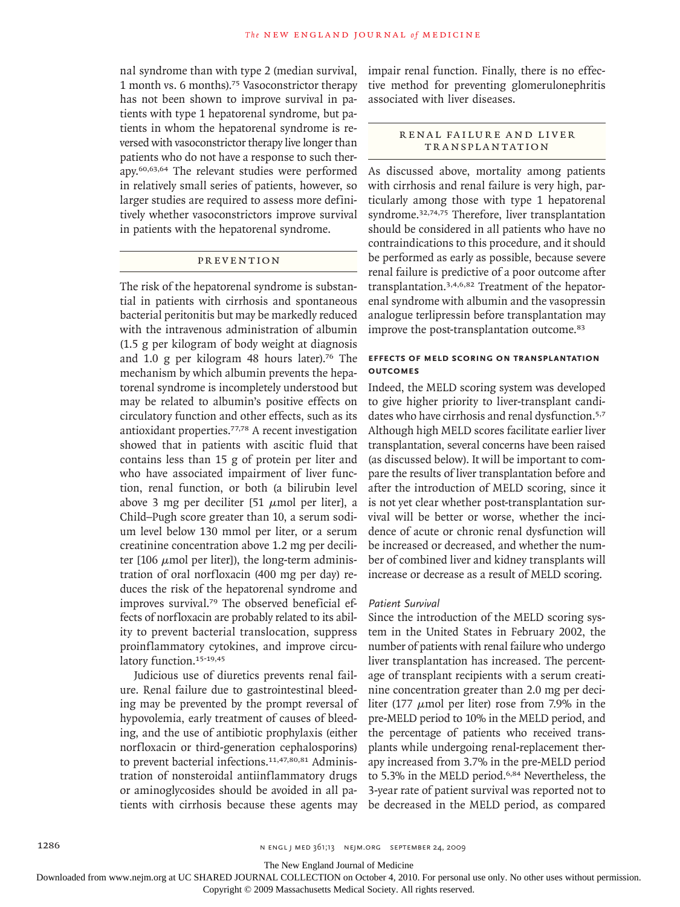nal syndrome than with type 2 (median survival, 1 month vs. 6 months).[75] Vasoconstrictor therapy has not been shown to improve survival in patients with type 1 hepatorenal syndrome, but patients in whom the hepatorenal syndrome is reversed with vasoconstrictor therapy live longer than patients who do not have a response to such therapy.[60,63,64] The relevant studies were performed in relatively small series of patients, however, so larger studies are required to assess more definitively whether vasoconstrictors improve survival in patients with the hepatorenal syndrome.

## Prevention

The risk of the hepatorenal syndrome is substantial in patients with cirrhosis and spontaneous bacterial peritonitis but may be markedly reduced with the intravenous administration of albumin (1.5 g per kilogram of body weight at diagnosis and 1.0 g per kilogram 48 hours later).[76] The mechanism by which albumin prevents the hepatorenal syndrome is incompletely understood but may be related to albumin's positive effects on circulatory function and other effects, such as its antioxidant properties.[77,78] A recent investigation showed that in patients with ascitic fluid that contains less than 15 g of protein per liter and who have associated impairment of liver function, renal function, or both (a bilirubin level above 3 mg per deciliter [51 μmol per liter], a Child–Pugh score greater than 10, a serum sodium level below 130 mmol per liter, or a serum creatinine concentration above 1.2 mg per deciliter [106 μmol per liter]), the long-term administration of oral norfloxacin (400 mg per day) reduces the risk of the hepatorenal syndrome and improves survival.[79] The observed beneficial effects of norfloxacin are probably related to its ability to prevent bacterial translocation, suppress proinflammatory cytokines, and improve circulatory function.[15-19,45]

Judicious use of diuretics prevents renal failure. Renal failure due to gastrointestinal bleeding may be prevented by the prompt reversal of hypovolemia, early treatment of causes of bleeding, and the use of antibiotic prophylaxis (either norfloxacin or third-generation cephalosporins) to prevent bacterial infections.[11,47,80,81] Administration of nonsteroidal antiinflammatory drugs or aminoglycosides should be avoided in all patients with cirrhosis because these agents may impair renal function. Finally, there is no effective method for preventing glomerulonephritis associated with liver diseases.

## Renal Failure and Liver Transplantation

As discussed above, mortality among patients with cirrhosis and renal failure is very high, particularly among those with type 1 hepatorenal syndrome.[32,74,75] Therefore, liver transplantation should be considered in all patients who have no contraindications to this procedure, and it should be performed as early as possible, because severe renal failure is predictive of a poor outcome after transplantation.[3,4,6,82] Treatment of the hepatorenal syndrome with albumin and the vasopressin analogue terlipressin before transplantation may improve the post-transplantation outcome.[83]

### Effects of MELD Scoring on Transplantation Outcomes

Indeed, the MELD scoring system was developed to give higher priority to liver-transplant candidates who have cirrhosis and renal dysfunction.[5,7] Although high MELD scores facilitate earlier liver transplantation, several concerns have been raised (as discussed below). It will be important to compare the results of liver transplantation before and after the introduction of MELD scoring, since it is not yet clear whether post-transplantation survival will be better or worse, whether the incidence of acute or chronic renal dysfunction will be increased or decreased, and whether the number of combined liver and kidney transplants will increase or decrease as a result of MELD scoring.

#### *Patient Survival*

Since the introduction of the MELD scoring system in the United States in February 2002, the number of patients with renal failure who undergo liver transplantation has increased. The percentage of transplant recipients with a serum creatinine concentration greater than 2.0 mg per deciliter (177 μmol per liter) rose from 7.9% in the pre-MELD period to 10% in the MELD period, and the percentage of patients who received transplants while undergoing renal-replacement therapy increased from 3.7% in the pre-MELD period to 5.3% in the MELD period.[6,84] Nevertheless, the 3-year rate of patient survival was reported not to be decreased in the MELD period, as compared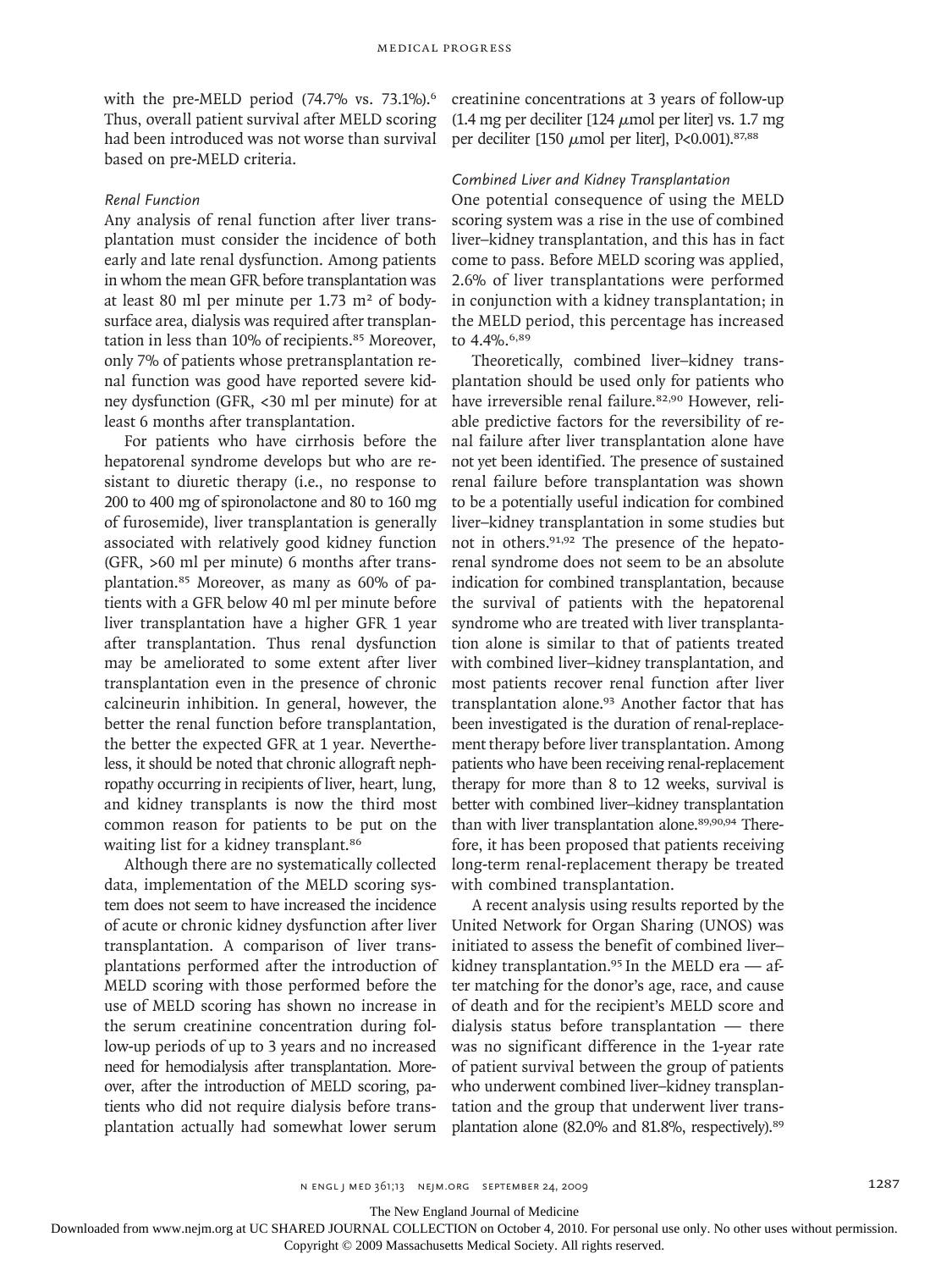with the pre-MELD period (74.7% vs. 73.1%).[6] Thus, overall patient survival after MELD scoring had been introduced was not worse than survival based on pre-MELD criteria.

### *Renal Function*

Any analysis of renal function after liver transplantation must consider the incidence of both early and late renal dysfunction. Among patients in whom the mean GFR before transplantation was at least 80 ml per minute per 1.73 $m^2$ of body-surface area, dialysis was required after transplantation in less than 10% of recipients.[85] Moreover, only 7% of patients whose pretransplantation renal function was good have reported severe kidney dysfunction (GFR, <30 ml per minute) for at least 6 months after transplantation.

For patients who have cirrhosis before the hepatorenal syndrome develops but who are resistant to diuretic therapy (i.e., no response to 200 to 400 mg of spironolactone and 80 to 160 mg of furosemide), liver transplantation is generally associated with relatively good kidney function (GFR, >60 ml per minute) 6 months after transplantation.[85] Moreover, as many as 60% of patients with a GFR below 40 ml per minute before liver transplantation have a higher GFR 1 year after transplantation. Thus renal dysfunction may be ameliorated to some extent after liver transplantation even in the presence of chronic calcineurin inhibition. In general, however, the better the renal function before transplantation, the better the expected GFR at 1 year. Nevertheless, it should be noted that chronic allograft nephropathy occurring in recipients of liver, heart, lung, and kidney transplants is now the third most common reason for patients to be put on the waiting list for a kidney transplant.[86]

Although there are no systematically collected data, implementation of the MELD scoring system does not seem to have increased the incidence of acute or chronic kidney dysfunction after liver transplantation. A comparison of liver transplantations performed after the introduction of MELD scoring with those performed before the use of MELD scoring has shown no increase in the serum creatinine concentration during follow-up periods of up to 3 years and no increased need for hemodialysis after transplantation. Moreover, after the introduction of MELD scoring, patients who did not require dialysis before transplantation actually had somewhat lower serum creatinine concentrations at 3 years of follow-up (1.4 mg per deciliter [124 μmol per liter] vs. 1.7 mg per deciliter [150 μmol per liter], P<0.001).[87,88]

### *Combined Liver and Kidney Transplantation*

One potential consequence of using the MELD scoring system was a rise in the use of combined liver–kidney transplantation, and this has in fact come to pass. Before MELD scoring was applied, 2.6% of liver transplantations were performed in conjunction with a kidney transplantation; in the MELD period, this percentage has increased to 4.4%.[6,89]

Theoretically, combined liver–kidney transplantation should be used only for patients who have irreversible renal failure.[82,90] However, reliable predictive factors for the reversibility of renal failure after liver transplantation alone have not yet been identified. The presence of sustained renal failure before transplantation was shown to be a potentially useful indication for combined liver–kidney transplantation in some studies but not in others.[91,92] The presence of the hepatorenal syndrome does not seem to be an absolute indication for combined transplantation, because the survival of patients with the hepatorenal syndrome who are treated with liver transplantation alone is similar to that of patients treated with combined liver–kidney transplantation, and most patients recover renal function after liver transplantation alone.[93] Another factor that has been investigated is the duration of renal-replacement therapy before liver transplantation. Among patients who have been receiving renal-replacement therapy for more than 8 to 12 weeks, survival is better with combined liver–kidney transplantation than with liver transplantation alone.[89,90,94] Therefore, it has been proposed that patients receiving long-term renal-replacement therapy be treated with combined transplantation.

A recent analysis using results reported by the United Network for Organ Sharing (UNOS) was initiated to assess the benefit of combined liver–kidney transplantation.[95] In the MELD era — after matching for the donor's age, race, and cause of death and for the recipient's MELD score and dialysis status before transplantation — there was no significant difference in the 1-year rate of patient survival between the group of patients who underwent combined liver–kidney transplantation and the group that underwent liver transplantation alone (82.0% and 81.8%, respectively).[89]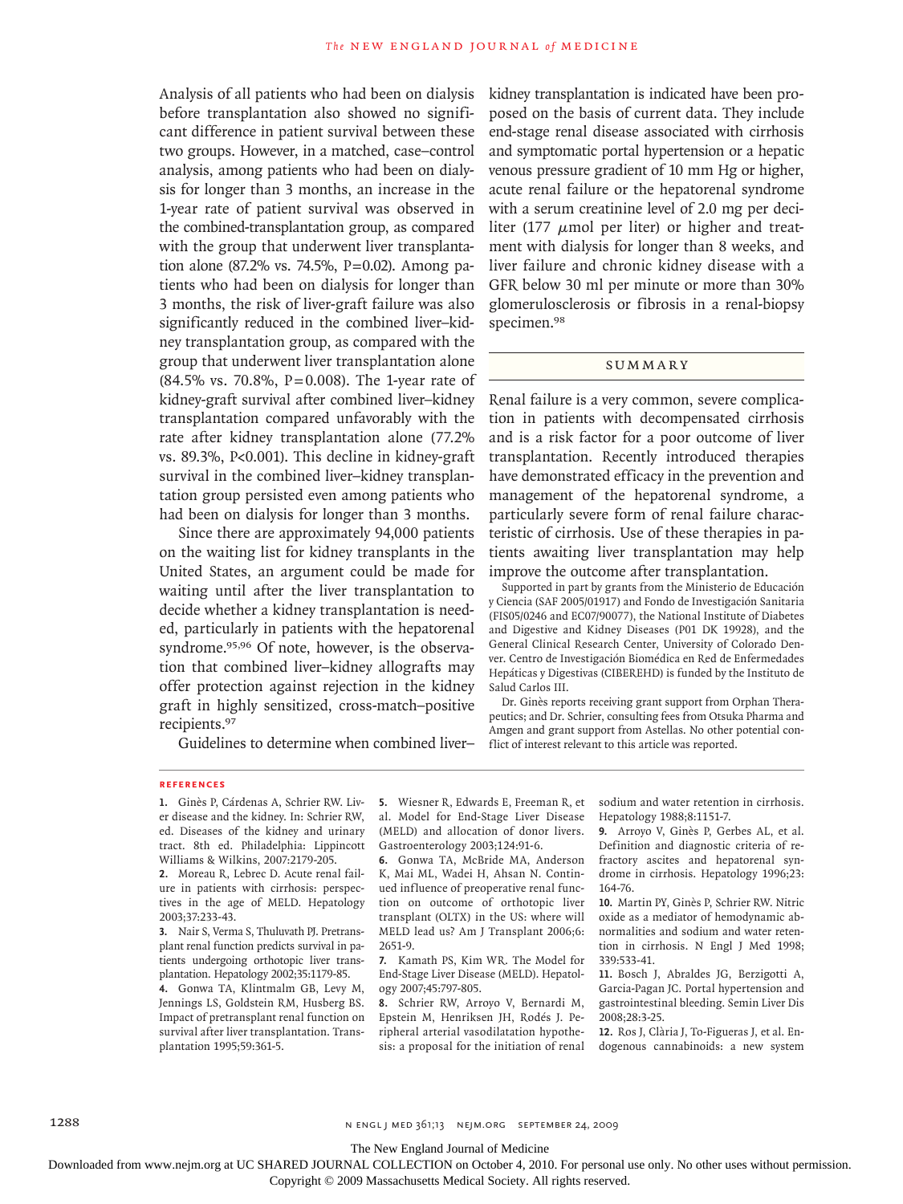Analysis of all patients who had been on dialysis before transplantation also showed no significant difference in patient survival between these two groups. However, in a matched, case–control analysis, among patients who had been on dialysis for longer than 3 months, an increase in the 1-year rate of patient survival was observed in the combined-transplantation group, as compared with the group that underwent liver transplantation alone (87.2% vs. 74.5%, P=0.02). Among patients who had been on dialysis for longer than 3 months, the risk of liver-graft failure was also significantly reduced in the combined liver–kidney transplantation group, as compared with the group that underwent liver transplantation alone (84.5% vs. 70.8%, P=0.008). The 1-year rate of kidney-graft survival after combined liver–kidney transplantation compared unfavorably with the rate after kidney transplantation alone (77.2% vs. 89.3%, P<0.001). This decline in kidney-graft survival in the combined liver–kidney transplantation group persisted even among patients who had been on dialysis for longer than 3 months.

Since there are approximately 94,000 patients on the waiting list for kidney transplants in the United States, an argument could be made for waiting until after the liver transplantation to decide whether a kidney transplantation is needed, particularly in patients with the hepatorenal syndrome.[95,96] Of note, however, is the observation that combined liver–kidney allografts may offer protection against rejection in the kidney graft in highly sensitized, cross-match–positive recipients.[97]

Guidelines to determine when combined liver–kidney transplantation is indicated have been proposed on the basis of current data. They include end-stage renal disease associated with cirrhosis and symptomatic portal hypertension or a hepatic venous pressure gradient of 10 mm Hg or higher, acute renal failure or the hepatorenal syndrome with a serum creatinine level of 2.0 mg per deciliter (177 μmol per liter) or higher and treatment with dialysis for longer than 8 weeks, and liver failure and chronic kidney disease with a GFR below 30 ml per minute or more than 30% glomerulosclerosis or fibrosis in a renal-biopsy specimen.[98]

## Summary

Renal failure is a very common, severe complication in patients with decompensated cirrhosis and is a risk factor for a poor outcome of liver transplantation. Recently introduced therapies have demonstrated efficacy in the prevention and management of the hepatorenal syndrome, a particularly severe form of renal failure characteristic of cirrhosis. Use of these therapies in patients awaiting liver transplantation may help improve the outcome after transplantation.

Supported in part by grants from the Ministerio de Educación y Ciencia (SAF 2005/01917) and Fondo de Investigación Sanitaria (FIS05/0246 and EC07/90077), the National Institute of Diabetes and Digestive and Kidney Diseases (P01 DK 19928), and the General Clinical Research Center, University of Colorado Denver. Centro de Investigación Biomédica en Red de Enfermedades Hepáticas y Digestivas (CIBEREHD) is funded by the Instituto de Salud Carlos III.

Dr. Ginès reports receiving grant support from Orphan Therapeutics; and Dr. Schrier, consulting fees from Otsuka Pharma and Amgen and grant support from Astellas. No other potential conflict of interest relevant to this article was reported.

## References

1. Ginès P, Cárdenas A, Schrier RW. Liver disease and the kidney. In: Schrier RW, ed. Diseases of the kidney and urinary tract. 8th ed. Philadelphia: Lippincott Williams & Wilkins, 2007:2179-205.
2. Moreau R, Lebrec D. Acute renal failure in patients with cirrhosis: perspectives in the age of MELD. Hepatology 2003;37:233-43.
3. Nair S, Verma S, Thuluvath PJ. Pretransplant renal function predicts survival in patients undergoing orthotopic liver transplantation. Hepatology 2002;35:1179-85.
4. Gonwa TA, Klintmalm GB, Levy M, Jennings LS, Goldstein RM, Husberg BS. Impact of pretransplant renal function on survival after liver transplantation. Transplantation 1995;59:361-5.
5. Wiesner R, Edwards E, Freeman R, et al. Model for End-Stage Liver Disease (MELD) and allocation of donor livers. Gastroenterology 2003;124:91-6.
6. Gonwa TA, McBride MA, Anderson K, Mai ML, Wadei H, Ahsan N. Continued influence of preoperative renal function on outcome of orthotopic liver transplant (OLTX) in the US: where will MELD lead us? Am J Transplant 2006;6:2651-9.
7. Kamath PS, Kim WR. The Model for End-Stage Liver Disease (MELD). Hepatology 2007;45:797-805.
8. Schrier RW, Arroyo V, Bernardi M, Epstein M, Henriksen JH, Rodés J. Peripheral arterial vasodilatation hypothesis: a proposal for the initiation of renal sodium and water retention in cirrhosis. Hepatology 1988;8:1151-7.
9. Arroyo V, Ginès P, Gerbes AL, et al. Definition and diagnostic criteria of refractory ascites and hepatorenal syndrome in cirrhosis. Hepatology 1996;23:164-76.
10. Martin PY, Ginès P, Schrier RW. Nitric oxide as a mediator of hemodynamic abnormalities and sodium and water retention in cirrhosis. N Engl J Med 1998;339:533-41.
11. Bosch J, Abraldes JG, Berzigotti A, Garcia-Pagan JC. Portal hypertension and gastrointestinal bleeding. Semin Liver Dis 2008;28:3-25.
12. Ros J, Clària J, To-Figueras J, et al. Endogenous cannabinoids: a new system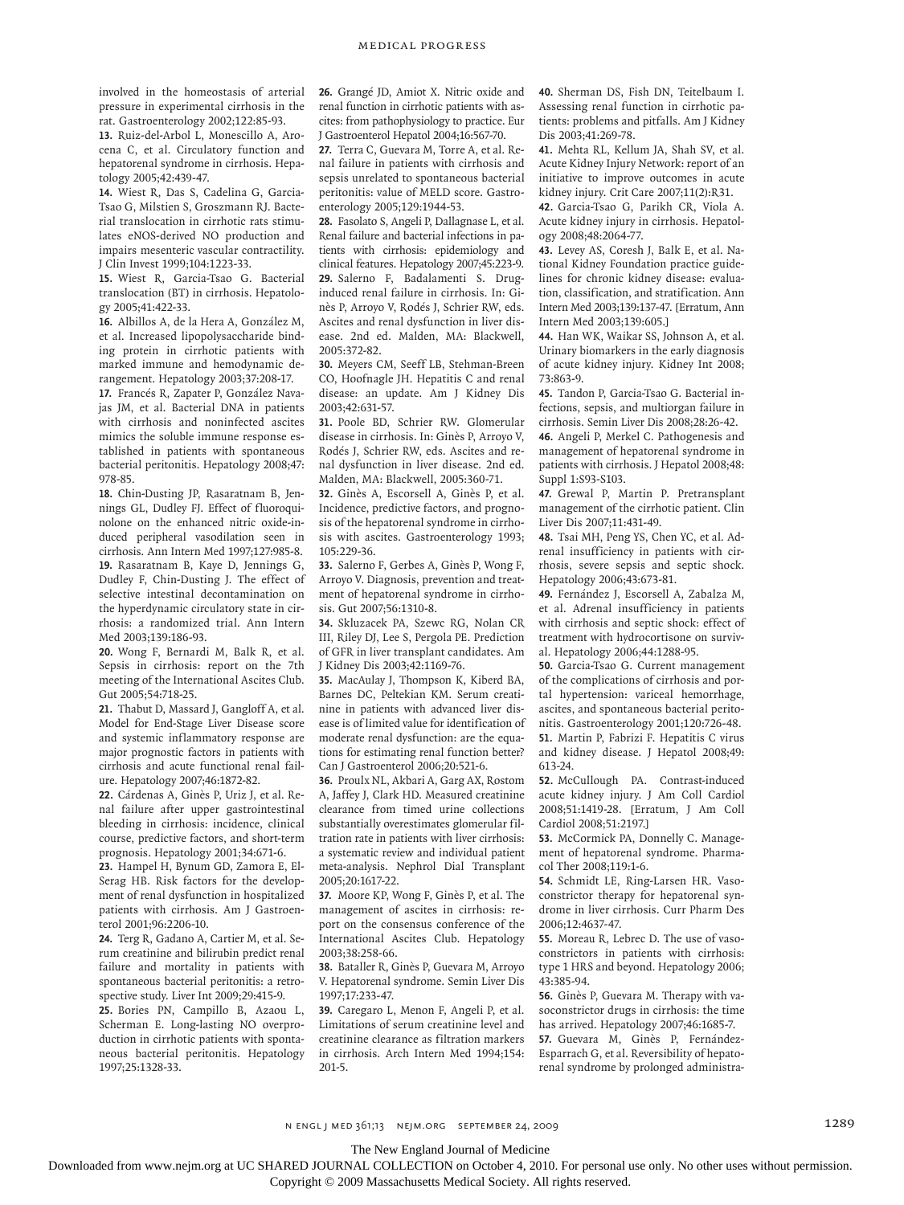involved in the homeostasis of arterial pressure in experimental cirrhosis in the rat. Gastroenterology 2002;122:85-93.

**13.** Ruiz-del-Arbol L, Monescillo A, Arocena C, et al. Circulatory function and hepatorenal syndrome in cirrhosis. Hepatology 2005;42:439-47.

**14.** Wiest R, Das S, Cadelina G, Garcia-Tsao G, Milstien S, Groszmann RJ. Bacterial translocation in cirrhotic rats stimulates eNOS-derived NO production and impairs mesenteric vascular contractility. J Clin Invest 1999;104:1223-33.

**15.** Wiest R, Garcia-Tsao G. Bacterial translocation (BT) in cirrhosis. Hepatology 2005;41:422-33.

**16.** Albillos A, de la Hera A, González M, et al. Increased lipopolysaccharide binding protein in cirrhotic patients with marked immune and hemodynamic derangement. Hepatology 2003;37:208-17.

**17.** Francés R, Zapater P, González Navajas JM, et al. Bacterial DNA in patients with cirrhosis and noninfected ascites mimics the soluble immune response established in patients with spontaneous bacterial peritonitis. Hepatology 2008;47:978-85.

**18.** Chin-Dusting JP, Rasaratnam B, Jennings GL, Dudley FJ. Effect of fluoroquinolone on the enhanced nitric oxide-induced peripheral vasodilation seen in cirrhosis. Ann Intern Med 1997;127:985-8.

**19.** Rasaratnam B, Kaye D, Jennings G, Dudley F, Chin-Dusting J. The effect of selective intestinal decontamination on the hyperdynamic circulatory state in cirrhosis: a randomized trial. Ann Intern Med 2003;139:186-93.

**20.** Wong F, Bernardi M, Balk R, et al. Sepsis in cirrhosis: report on the 7th meeting of the International Ascites Club. Gut 2005;54:718-25.

**21.** Thabut D, Massard J, Gangloff A, et al. Model for End-Stage Liver Disease score and systemic inflammatory response are major prognostic factors in patients with cirrhosis and acute functional renal failure. Hepatology 2007;46:1872-82.

**22.** Cárdenas A, Ginès P, Uriz J, et al. Renal failure after upper gastrointestinal bleeding in cirrhosis: incidence, clinical course, predictive factors, and short-term prognosis. Hepatology 2001;34:671-6.

**23.** Hampel H, Bynum GD, Zamora E, El-Serag HB. Risk factors for the development of renal dysfunction in hospitalized patients with cirrhosis. Am J Gastroenterol 2001;96:2206-10.

**24.** Terg R, Gadano A, Cartier M, et al. Serum creatinine and bilirubin predict renal failure and mortality in patients with spontaneous bacterial peritonitis: a retrospective study. Liver Int 2009;29:415-9.

**25.** Bories PN, Campillo B, Azaou L, Scherman E. Long-lasting NO overproduction in cirrhotic patients with spontaneous bacterial peritonitis. Hepatology 1997;25:1328-33.

**26.** Grangé JD, Amiot X. Nitric oxide and renal function in cirrhotic patients with ascites: from pathophysiology to practice. Eur J Gastroenterol Hepatol 2004;16:567-70.

**27.** Terra C, Guevara M, Torre A, et al. Renal failure in patients with cirrhosis and sepsis unrelated to spontaneous bacterial peritonitis: value of MELD score. Gastroenterology 2005;129:1944-53.

**28.** Fasolato S, Angeli P, Dallagnase L, et al. Renal failure and bacterial infections in patients with cirrhosis: epidemiology and clinical features. Hepatology 2007;45:223-9.

**29.** Salerno F, Badalamenti S. Drug-induced renal failure in cirrhosis. In: Ginès P, Arroyo V, Rodés J, Schrier RW, eds. Ascites and renal dysfunction in liver disease. 2nd ed. Malden, MA: Blackwell, 2005:372-82.

**30.** Meyers CM, Seeff LB, Stehman-Breen CO, Hoofnagle JH. Hepatitis C and renal disease: an update. Am J Kidney Dis 2003;42:631-57.

**31.** Poole BD, Schrier RW. Glomerular disease in cirrhosis. In: Ginès P, Arroyo V, Rodés J, Schrier RW, eds. Ascites and renal dysfunction in liver disease. 2nd ed. Malden, MA: Blackwell, 2005:360-71.

**32.** Ginès A, Escorsell A, Ginès P, et al. Incidence, predictive factors, and prognosis of the hepatorenal syndrome in cirrhosis with ascites. Gastroenterology 1993;105:229-36.

**33.** Salerno F, Gerbes A, Ginès P, Wong F, Arroyo V. Diagnosis, prevention and treatment of hepatorenal syndrome in cirrhosis. Gut 2007;56:1310-8.

**34.** Skluzacek PA, Szewc RG, Nolan CR III, Riley DJ, Lee S, Pergola PE. Prediction of GFR in liver transplant candidates. Am J Kidney Dis 2003;42:1169-76.

**35.** MacAulay J, Thompson K, Kiberd BA, Barnes DC, Peltekian KM. Serum creatinine in patients with advanced liver disease is of limited value for identification of moderate renal dysfunction: are the equations for estimating renal function better? Can J Gastroenterol 2006;20:521-6.

**36.** Proulx NL, Akbari A, Garg AX, Rostom A, Jaffey J, Clark HD. Measured creatinine clearance from timed urine collections substantially overestimates glomerular filtration rate in patients with liver cirrhosis: a systematic review and individual patient meta-analysis. Nephrol Dial Transplant 2005;20:1617-22.

**37.** Moore KP, Wong F, Ginès P, et al. The management of ascites in cirrhosis: report on the consensus conference of the International Ascites Club. Hepatology 2003;38:258-66.

**38.** Bataller R, Ginès P, Guevara M, Arroyo V. Hepatorenal syndrome. Semin Liver Dis 1997;17:233-47.

**39.** Caregaro L, Menon F, Angeli P, et al. Limitations of serum creatinine level and creatinine clearance as filtration markers in cirrhosis. Arch Intern Med 1994;154:201-5.

**40.** Sherman DS, Fish DN, Teitelbaum I. Assessing renal function in cirrhotic patients: problems and pitfalls. Am J Kidney Dis 2003;41:269-78.

**41.** Mehta RL, Kellum JA, Shah SV, et al. Acute Kidney Injury Network: report of an initiative to improve outcomes in acute kidney injury. Crit Care 2007;11(2):R31.

**42.** Garcia-Tsao G, Parikh CR, Viola A. Acute kidney injury in cirrhosis. Hepatology 2008;48:2064-77.

**43.** Levey AS, Coresh J, Balk E, et al. National Kidney Foundation practice guidelines for chronic kidney disease: evaluation, classification, and stratification. Ann Intern Med 2003;139:137-47. [Erratum, Ann Intern Med 2003;139:605.]

**44.** Han WK, Waikar SS, Johnson A, et al. Urinary biomarkers in the early diagnosis of acute kidney injury. Kidney Int 2008;73:863-9.

**45.** Tandon P, Garcia-Tsao G. Bacterial infections, sepsis, and multiorgan failure in cirrhosis. Semin Liver Dis 2008;28:26-42.

**46.** Angeli P, Merkel C. Pathogenesis and management of hepatorenal syndrome in patients with cirrhosis. J Hepatol 2008;48:Suppl 1:S93-S103.

**47.** Grewal P, Martin P. Pretransplant management of the cirrhotic patient. Clin Liver Dis 2007;11:431-49.

**48.** Tsai MH, Peng YS, Chen YC, et al. Adrenal insufficiency in patients with cirrhosis, severe sepsis and septic shock. Hepatology 2006;43:673-81.

**49.** Fernández J, Escorsell A, Zabalza M, et al. Adrenal insufficiency in patients with cirrhosis and septic shock: effect of treatment with hydrocortisone on survival. Hepatology 2006;44:1288-95.

**50.** Garcia-Tsao G. Current management of the complications of cirrhosis and portal hypertension: variceal hemorrhage, ascites, and spontaneous bacterial peritonitis. Gastroenterology 2001;120:726-48.

**51.** Martin P, Fabrizi F. Hepatitis C virus and kidney disease. J Hepatol 2008;49:613-24.

**52.** McCullough PA. Contrast-induced acute kidney injury. J Am Coll Cardiol 2008;51:1419-28. [Erratum, J Am Coll Cardiol 2008;51:2197.]

**53.** McCormick PA, Donnelly C. Management of hepatorenal syndrome. Pharmacol Ther 2008;119:1-6.

**54.** Schmidt LE, Ring-Larsen HR. Vasoconstrictor therapy for hepatorenal syndrome in liver cirrhosis. Curr Pharm Des 2006;12:4637-47.

**55.** Moreau R, Lebrec D. The use of vasoconstrictors in patients with cirrhosis: type 1 HRS and beyond. Hepatology 2006;43:385-94.

**56.** Ginès P, Guevara M. Therapy with vasoconstrictor drugs in cirrhosis: the time has arrived. Hepatology 2007;46:1685-7.

**57.** Guevara M, Ginès P, Fernández-Esparrach G, et al. Reversibility of hepatorenal syndrome by prolonged administra-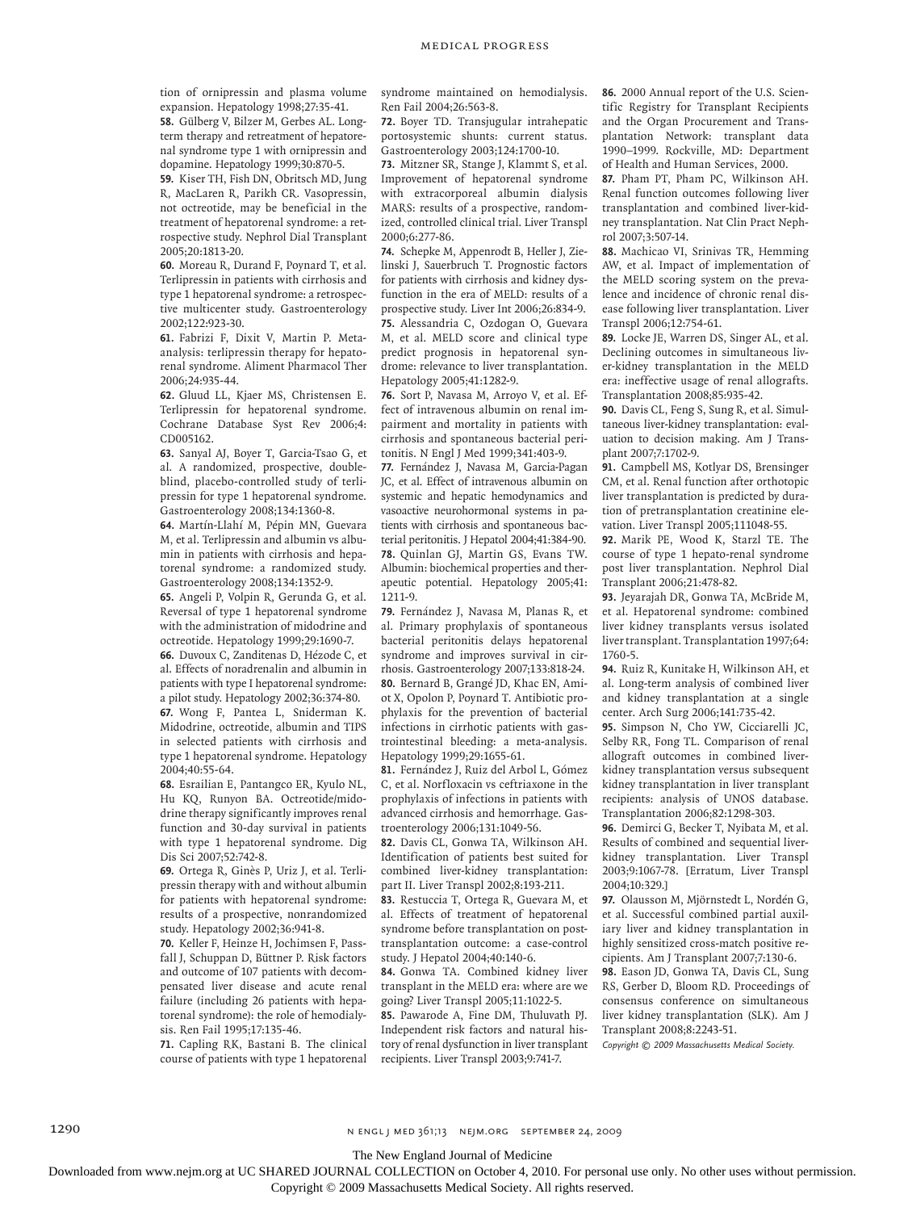tion of ornipressin and plasma volume expansion. Hepatology 1998;27:35-41.

58. Gülberg V, Bilzer M, Gerbes AL. Long-term therapy and retreatment of hepatorenal syndrome type 1 with ornipressin and dopamine. Hepatology 1999;30:870-5.

59. Kiser TH, Fish DN, Obritsch MD, Jung R, MacLaren R, Parikh CR. Vasopressin, not octreotide, may be beneficial in the treatment of hepatorenal syndrome: a retrospective study. Nephrol Dial Transplant 2005;20:1813-20.

60. Moreau R, Durand F, Poynard T, et al. Terlipressin in patients with cirrhosis and type 1 hepatorenal syndrome: a retrospective multicenter study. Gastroenterology 2002;122:923-30.

61. Fabrizi F, Dixit V, Martin P. Meta-analysis: terlipressin therapy for hepatorenal syndrome. Aliment Pharmacol Ther 2006;24:935-44.

62. Gluud LL, Kjaer MS, Christensen E. Terlipressin for hepatorenal syndrome. Cochrane Database Syst Rev 2006;4:CD005162.

63. Sanyal AJ, Boyer T, Garcia-Tsao G, et al. A randomized, prospective, double-blind, placebo-controlled study of terlipressin for type 1 hepatorenal syndrome. Gastroenterology 2008;134:1360-8.

64. Martín-Llahí M, Pépin MN, Guevara M, et al. Terlipressin and albumin vs albumin in patients with cirrhosis and hepatorenal syndrome: a randomized study. Gastroenterology 2008;134:1352-9.

65. Angeli P, Volpin R, Gerunda G, et al. Reversal of type 1 hepatorenal syndrome with the administration of midodrine and octreotide. Hepatology 1999;29:1690-7.

66. Duvoux C, Zanditenas D, Hézode C, et al. Effects of noradrenalin and albumin in patients with type I hepatorenal syndrome: a pilot study. Hepatology 2002;36:374-80.

67. Wong F, Pantea L, Sniderman K. Midodrine, octreotide, albumin and TIPS in selected patients with cirrhosis and type 1 hepatorenal syndrome. Hepatology 2004;40:55-64.

68. Esrailian E, Pantangco ER, Kyulo NL, Hu KQ, Runyon BA. Octreotide/midodrine therapy significantly improves renal function and 30-day survival in patients with type 1 hepatorenal syndrome. Dig Dis Sci 2007;52:742-8.

69. Ortega R, Ginès P, Uriz J, et al. Terlipressin therapy with and without albumin for patients with hepatorenal syndrome: results of a prospective, nonrandomized study. Hepatology 2002;36:941-8.

70. Keller F, Heinze H, Jochimsen F, Passfall J, Schuppan D, Büttner P. Risk factors and outcome of 107 patients with decompensated liver disease and acute renal failure (including 26 patients with hepatorenal syndrome): the role of hemodialysis. Ren Fail 1995;17:135-46.

71. Capling RK, Bastani B. The clinical course of patients with type 1 hepatorenal syndrome maintained on hemodialysis. Ren Fail 2004;26:563-8.

72. Boyer TD. Transjugular intrahepatic portosystemic shunts: current status. Gastroenterology 2003;124:1700-10.

73. Mitzner SR, Stange J, Klammt S, et al. Improvement of hepatorenal syndrome with extracorporeal albumin dialysis MARS: results of a prospective, randomized, controlled clinical trial. Liver Transpl 2000;6:277-86.

74. Schepke M, Appenrodt B, Heller J, Zielinski J, Sauerbruch T. Prognostic factors for patients with cirrhosis and kidney dysfunction in the era of MELD: results of a prospective study. Liver Int 2006;26:834-9.

75. Alessandria C, Ozdogan O, Guevara M, et al. MELD score and clinical type predict prognosis in hepatorenal syndrome: relevance to liver transplantation. Hepatology 2005;41:1282-9.

76. Sort P, Navasa M, Arroyo V, et al. Effect of intravenous albumin on renal impairment and mortality in patients with cirrhosis and spontaneous bacterial peritonitis. N Engl J Med 1999;341:403-9.

77. Fernández J, Navasa M, Garcia-Pagan JC, et al. Effect of intravenous albumin on systemic and hepatic hemodynamics and vasoactive neurohormonal systems in patients with cirrhosis and spontaneous bacterial peritonitis. J Hepatol 2004;41:384-90.

78. Quinlan GJ, Martin GS, Evans TW. Albumin: biochemical properties and therapeutic potential. Hepatology 2005;41:1211-9.

79. Fernández J, Navasa M, Planas R, et al. Primary prophylaxis of spontaneous bacterial peritonitis delays hepatorenal syndrome and improves survival in cirrhosis. Gastroenterology 2007;133:818-24.

80. Bernard B, Grangé JD, Khac EN, Amiot X, Opolon P, Poynard T. Antibiotic prophylaxis for the prevention of bacterial infections in cirrhotic patients with gastrointestinal bleeding: a meta-analysis. Hepatology 1999;29:1655-61.

81. Fernández J, Ruiz del Arbol L, Gómez C, et al. Norfloxacin vs ceftriaxone in the prophylaxis of infections in patients with advanced cirrhosis and hemorrhage. Gastroenterology 2006;131:1049-56.

82. Davis CL, Gonwa TA, Wilkinson AH. Identification of patients best suited for combined liver-kidney transplantation: part II. Liver Transpl 2002;8:193-211.

83. Restuccia T, Ortega R, Guevara M, et al. Effects of treatment of hepatorenal syndrome before transplantation on posttransplantation outcome: a case-control study. J Hepatol 2004;40:140-6.

84. Gonwa TA. Combined kidney liver transplant in the MELD era: where are we going? Liver Transpl 2005;11:1022-5.

85. Pawarode A, Fine DM, Thuluvath PJ. Independent risk factors and natural history of renal dysfunction in liver transplant recipients. Liver Transpl 2003;9:741-7.

86. 2000 Annual report of the U.S. Scientific Registry for Transplant Recipients and the Organ Procurement and Transplantation Network: transplant data 1990–1999. Rockville, MD: Department of Health and Human Services, 2000.

87. Pham PT, Pham PC, Wilkinson AH. Renal function outcomes following liver transplantation and combined liver-kidney transplantation. Nat Clin Pract Nephrol 2007;3:507-14.

88. Machicao VI, Srinivas TR, Hemming AW, et al. Impact of implementation of the MELD scoring system on the prevalence and incidence of chronic renal disease following liver transplantation. Liver Transpl 2006;12:754-61.

89. Locke JE, Warren DS, Singer AL, et al. Declining outcomes in simultaneous liver-kidney transplantation in the MELD era: ineffective usage of renal allografts. Transplantation 2008;85:935-42.

90. Davis CL, Feng S, Sung R, et al. Simultaneous liver-kidney transplantation: evaluation to decision making. Am J Transplant 2007;7:1702-9.

91. Campbell MS, Kotlyar DS, Brensinger CM, et al. Renal function after orthotopic liver transplantation is predicted by duration of pretransplantation creatinine elevation. Liver Transpl 2005;111048-55.

92. Marik PE, Wood K, Starzl TE. The course of type 1 hepato-renal syndrome post liver transplantation. Nephrol Dial Transplant 2006;21:478-82.

93. Jeyarajah DR, Gonwa TA, McBride M, et al. Hepatorenal syndrome: combined liver kidney transplants versus isolated liver transplant. Transplantation 1997;64:1760-5.

94. Ruiz R, Kunitake H, Wilkinson AH, et al. Long-term analysis of combined liver and kidney transplantation at a single center. Arch Surg 2006;141:735-42.

95. Simpson N, Cho YW, Cicciarelli JC, Selby RR, Fong TL. Comparison of renal allograft outcomes in combined liver-kidney transplantation versus subsequent kidney transplantation in liver transplant recipients: analysis of UNOS database. Transplantation 2006;82:1298-303.

96. Demirci G, Becker T, Nyibata M, et al. Results of combined and sequential liver-kidney transplantation. Liver Transpl 2003;9:1067-78. [Erratum, Liver Transpl 2004;10:329.]

97. Olausson M, Mjörnstedt L, Nordén G, et al. Successful combined partial auxiliary liver and kidney transplantation in highly sensitized cross-match positive recipients. Am J Transplant 2007;7:130-6.

98. Eason JD, Gonwa TA, Davis CL, Sung RS, Gerber D, Bloom RD. Proceedings of consensus conference on simultaneous liver kidney transplantation (SLK). Am J Transplant 2008;8:2243-51.

*Copyright © 2009 Massachusetts Medical Society.*